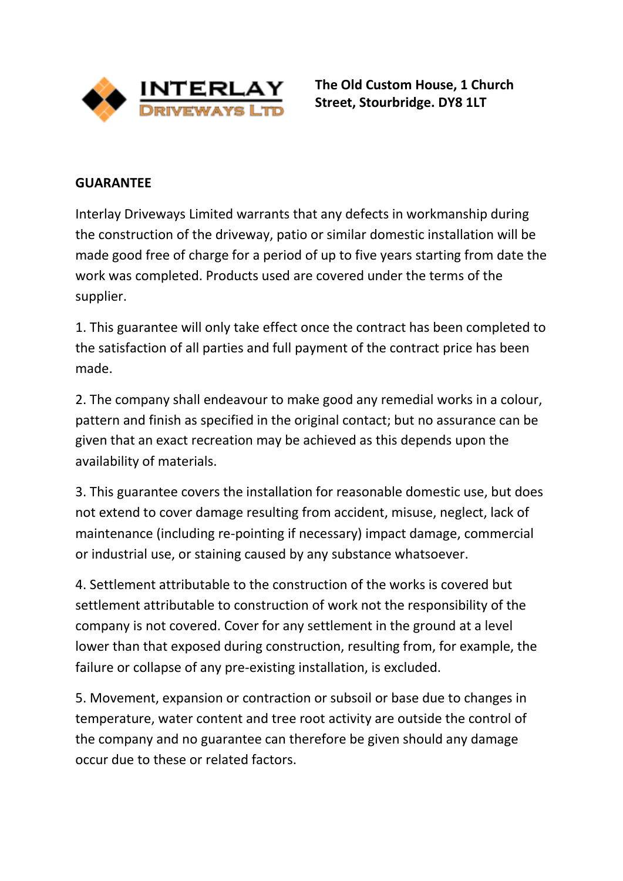INTERLAY DRIVEWAYS LTD

**The Old Custom House, 1 Church Street, Stourbridge. DY8 1LT**

**GUARANTEE**

Interlay Driveways Limited warrants that any defects in workmanship during the construction of the driveway, patio or similar domestic installation will be made good free of charge for a period of up to five years starting from date the work was completed. Products used are covered under the terms of the supplier.

1. This guarantee will only take effect once the contract has been completed to the satisfaction of all parties and full payment of the contract price has been made.

2. The company shall endeavour to make good any remedial works in a colour, pattern and finish as specified in the original contact; but no assurance can be given that an exact recreation may be achieved as this depends upon the availability of materials.

3. This guarantee covers the installation for reasonable domestic use, but does not extend to cover damage resulting from accident, misuse, neglect, lack of maintenance (including re-pointing if necessary) impact damage, commercial or industrial use, or staining caused by any substance whatsoever.

4. Settlement attributable to the construction of the works is covered but settlement attributable to construction of work not the responsibility of the company is not covered. Cover for any settlement in the ground at a level lower than that exposed during construction, resulting from, for example, the failure or collapse of any pre-existing installation, is excluded.

5. Movement, expansion or contraction or subsoil or base due to changes in temperature, water content and tree root activity are outside the control of the company and no guarantee can therefore be given should any damage occur due to these or related factors.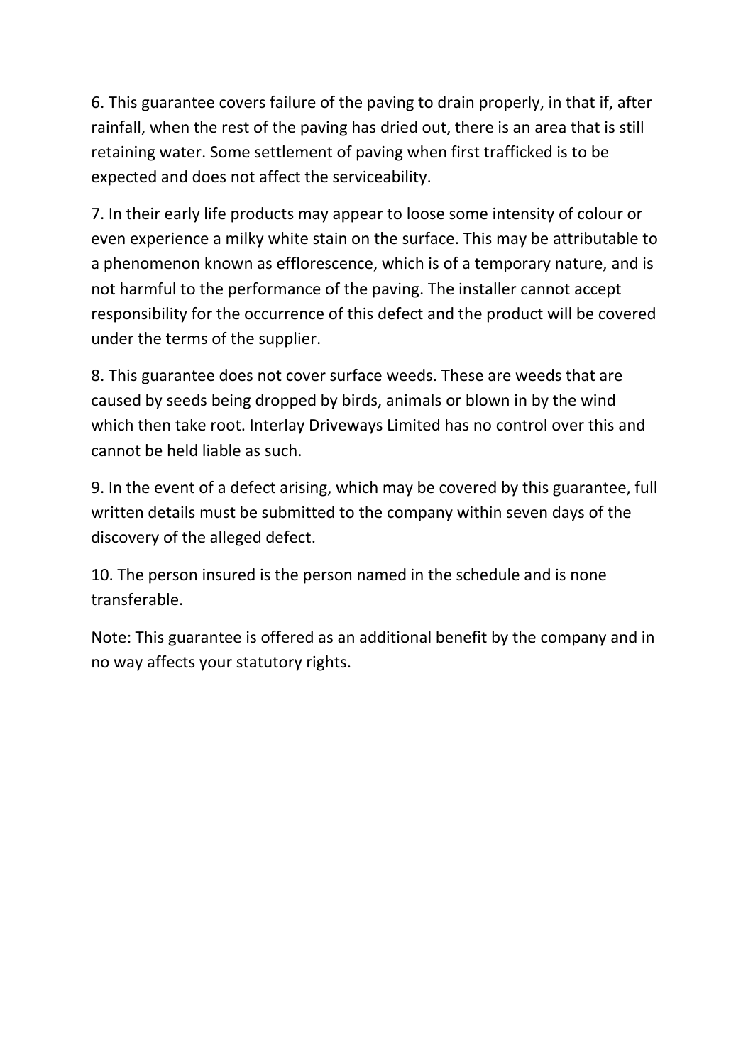6. This guarantee covers failure of the paving to drain properly, in that if, after rainfall, when the rest of the paving has dried out, there is an area that is still retaining water. Some settlement of paving when first trafficked is to be expected and does not affect the serviceability.

7. In their early life products may appear to loose some intensity of colour or even experience a milky white stain on the surface. This may be attributable to a phenomenon known as efflorescence, which is of a temporary nature, and is not harmful to the performance of the paving. The installer cannot accept responsibility for the occurrence of this defect and the product will be covered under the terms of the supplier.

8. This guarantee does not cover surface weeds. These are weeds that are caused by seeds being dropped by birds, animals or blown in by the wind which then take root. Interlay Driveways Limited has no control over this and cannot be held liable as such.

9. In the event of a defect arising, which may be covered by this guarantee, full written details must be submitted to the company within seven days of the discovery of the alleged defect.

10. The person insured is the person named in the schedule and is none transferable.

Note: This guarantee is offered as an additional benefit by the company and in no way affects your statutory rights.